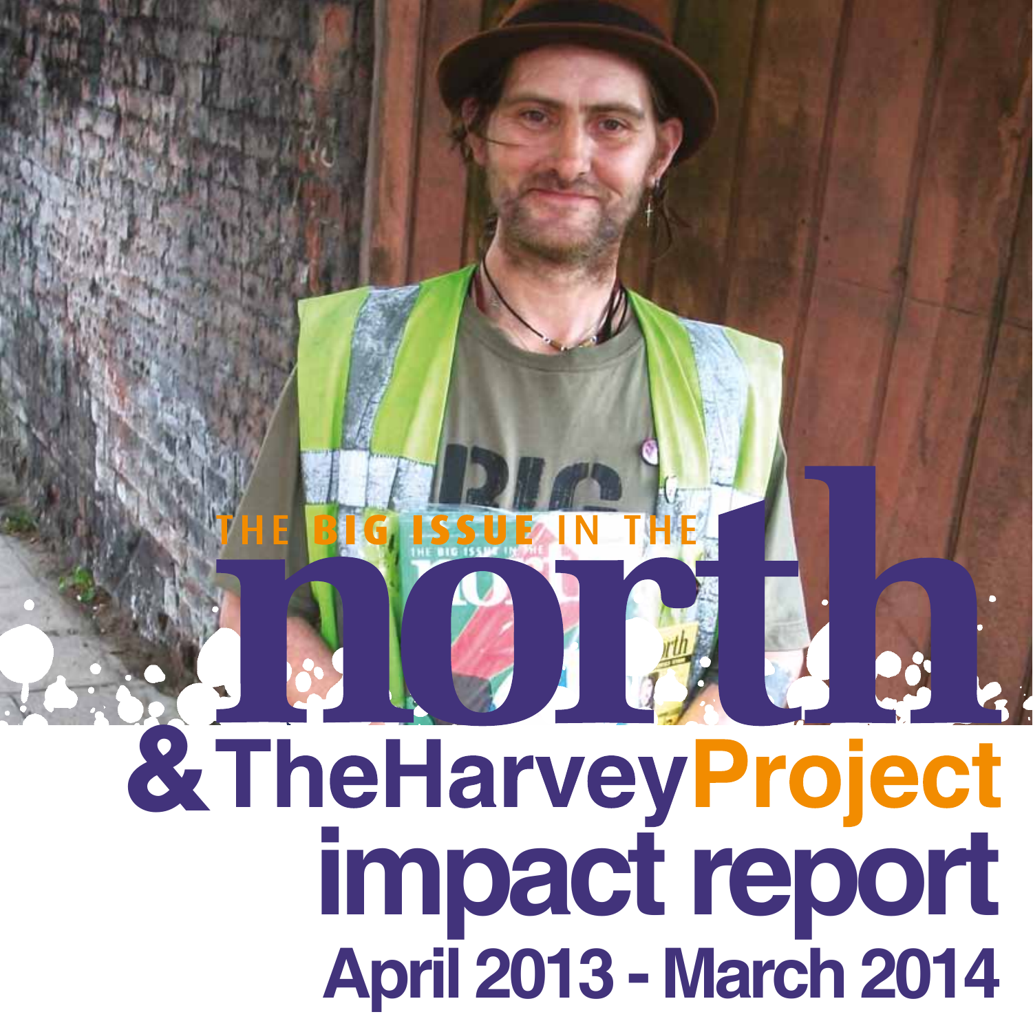# THE BIG ISSUE IN THE north

# & The Harvey Project

# impact report

## April 2013 - March 2014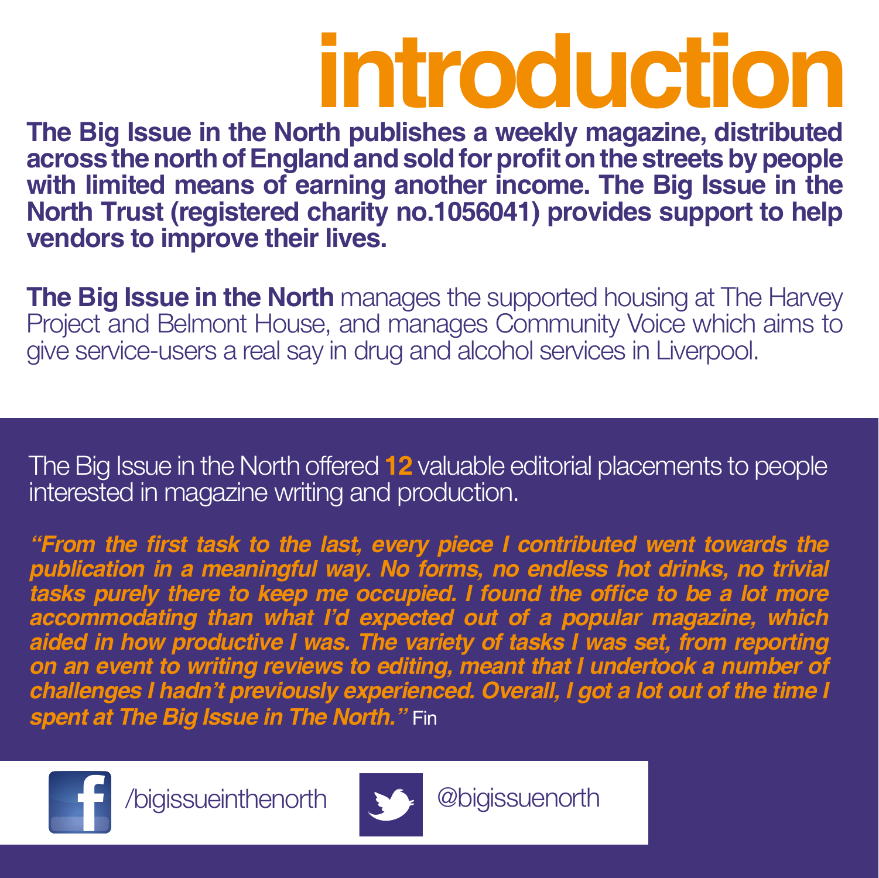# introduction

**The Big Issue in the North publishes a weekly magazine, distributed across the north of England and sold for profit on the streets by people with limited means of earning another income. The Big Issue in the North Trust (registered charity no.1056041) provides support to help vendors to improve their lives.**

**The Big Issue in the North** manages the supported housing at The Harvey Project and Belmont House, and manages Community Voice which aims to give service-users a real say in drug and alcohol services in Liverpool.

The Big Issue in the North offered **12** valuable editorial placements to people interested in magazine writing and production.

***"From the first task to the last, every piece I contributed went towards the publication in a meaningful way. No forms, no endless hot drinks, no trivial tasks purely there to keep me occupied. I found the office to be a lot more accommodating than what I'd expected out of a popular magazine, which aided in how productive I was. The variety of tasks I was set, from reporting on an event to writing reviews to editing, meant that I undertook a number of challenges I hadn't previously experienced. Overall, I got a lot out of the time I spent at The Big Issue in The North."*** Fin

/bigissueinthenorth

@bigissuenorth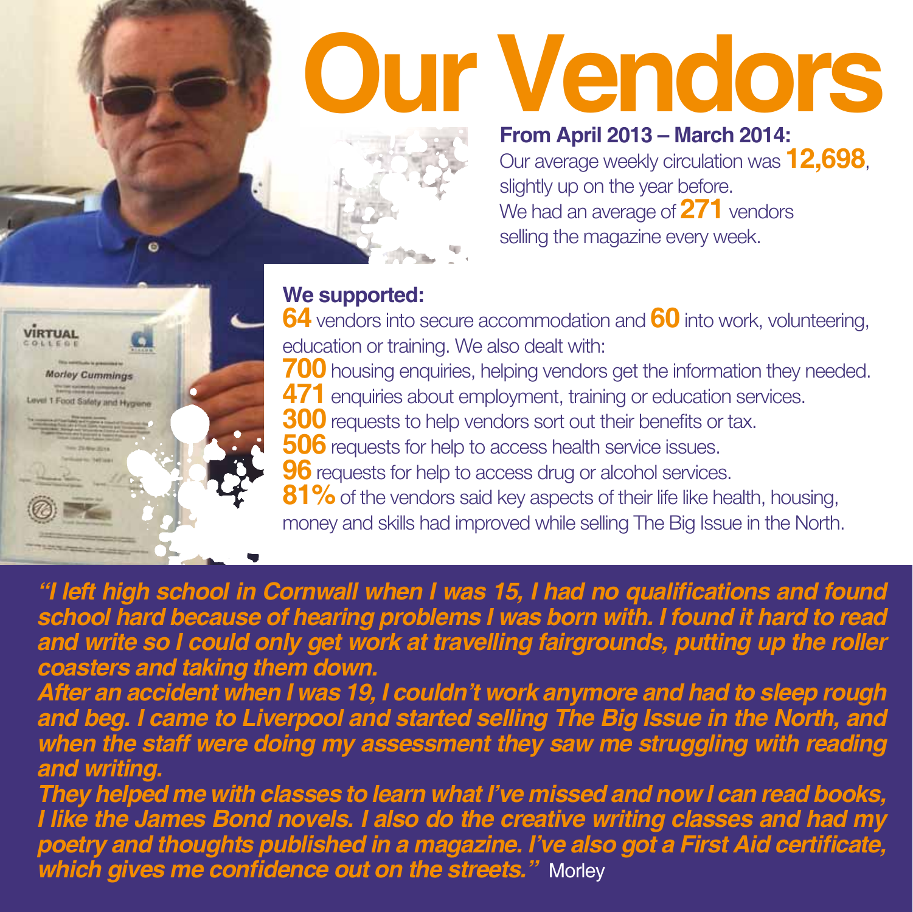# Our Vendors

**From April 2013 – March 2014:**

Our average weekly circulation was **12,698**, slightly up on the year before.

We had an average of **271** vendors selling the magazine every week.

**We supported:**

**64** vendors into secure accommodation and **60** into work, volunteering, education or training. We also dealt with:

**700** housing enquiries, helping vendors get the information they needed.

**471** enquiries about employment, training or education services.

**300** requests to help vendors sort out their benefits or tax.

**506** requests for help to access health service issues.

**96** requests for help to access drug or alcohol services.

**81%** of the vendors said key aspects of their life like health, housing, money and skills had improved while selling The Big Issue in the North.

***"I left high school in Cornwall when I was 15, I had no qualifications and found school hard because of hearing problems I was born with. I found it hard to read and write so I could only get work at travelling fairgrounds, putting up the roller coasters and taking them down.***

***After an accident when I was 19, I couldn't work anymore and had to sleep rough and beg. I came to Liverpool and started selling The Big Issue in the North, and when the staff were doing my assessment they saw me struggling with reading and writing.***

***They helped me with classes to learn what I've missed and now I can read books, I like the James Bond novels. I also do the creative writing classes and had my poetry and thoughts published in a magazine. I've also got a First Aid certificate, which gives me confidence out on the streets."*** Morley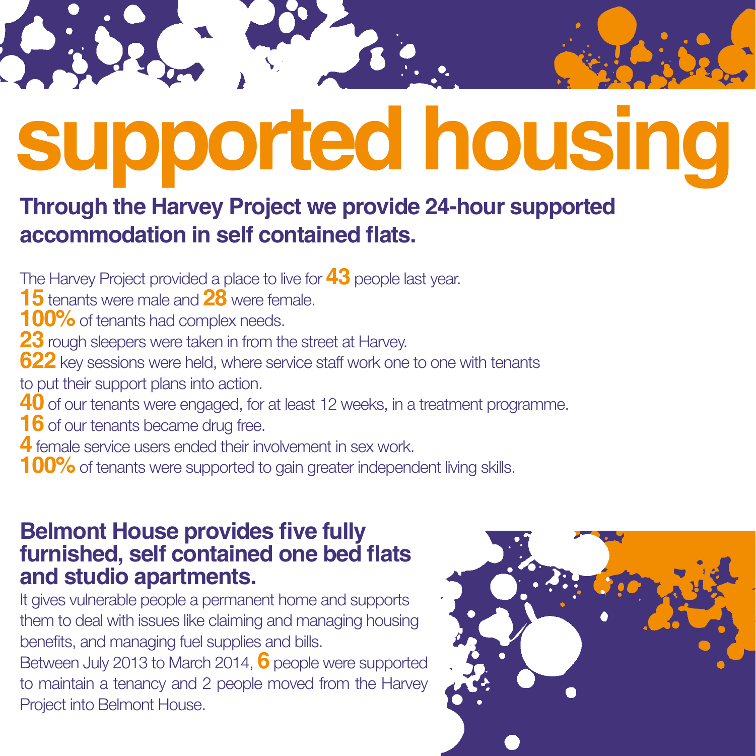# supported housing

## Through the Harvey Project we provide 24-hour supported accommodation in self contained flats.

The Harvey Project provided a place to live for **43** people last year.
**15** tenants were male and **28** were female.
**100%** of tenants had complex needs.
**23** rough sleepers were taken in from the street at Harvey.
**622** key sessions were held, where service staff work one to one with tenants to put their support plans into action.
**40** of our tenants were engaged, for at least 12 weeks, in a treatment programme.
**16** of our tenants became drug free.
**4** female service users ended their involvement in sex work.
**100%** of tenants were supported to gain greater independent living skills.

## Belmont House provides five fully furnished, self contained one bed flats and studio apartments.

It gives vulnerable people a permanent home and supports them to deal with issues like claiming and managing housing benefits, and managing fuel supplies and bills.
Between July 2013 to March 2014, **6** people were supported to maintain a tenancy and 2 people moved from the Harvey Project into Belmont House.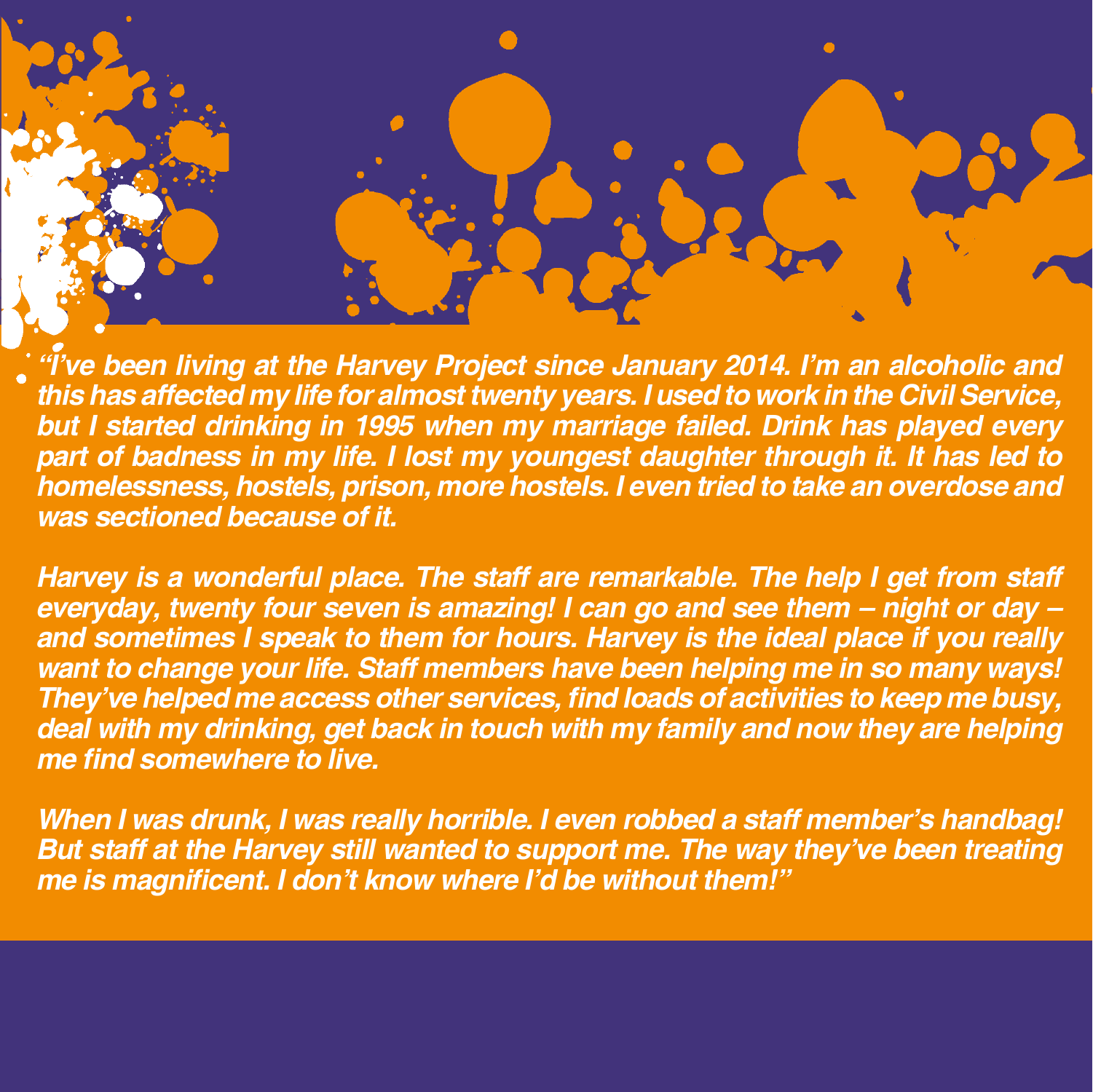*“I’ve been living at the Harvey Project since January 2014. I’m an alcoholic and this has affected my life for almost twenty years. I used to work in the Civil Service, but I started drinking in 1995 when my marriage failed. Drink has played every part of badness in my life. I lost my youngest daughter through it. It has led to homelessness, hostels, prison, more hostels. I even tried to take an overdose and was sectioned because of it.*

*Harvey is a wonderful place. The staff are remarkable. The help I get from staff everyday, twenty four seven is amazing! I can go and see them – night or day – and sometimes I speak to them for hours. Harvey is the ideal place if you really want to change your life. Staff members have been helping me in so many ways! They’ve helped me access other services, find loads of activities to keep me busy, deal with my drinking, get back in touch with my family and now they are helping me find somewhere to live.*

*When I was drunk, I was really horrible. I even robbed a staff member’s handbag! But staff at the Harvey still wanted to support me. The way they’ve been treating me is magnificent. I don’t know where I’d be without them!”*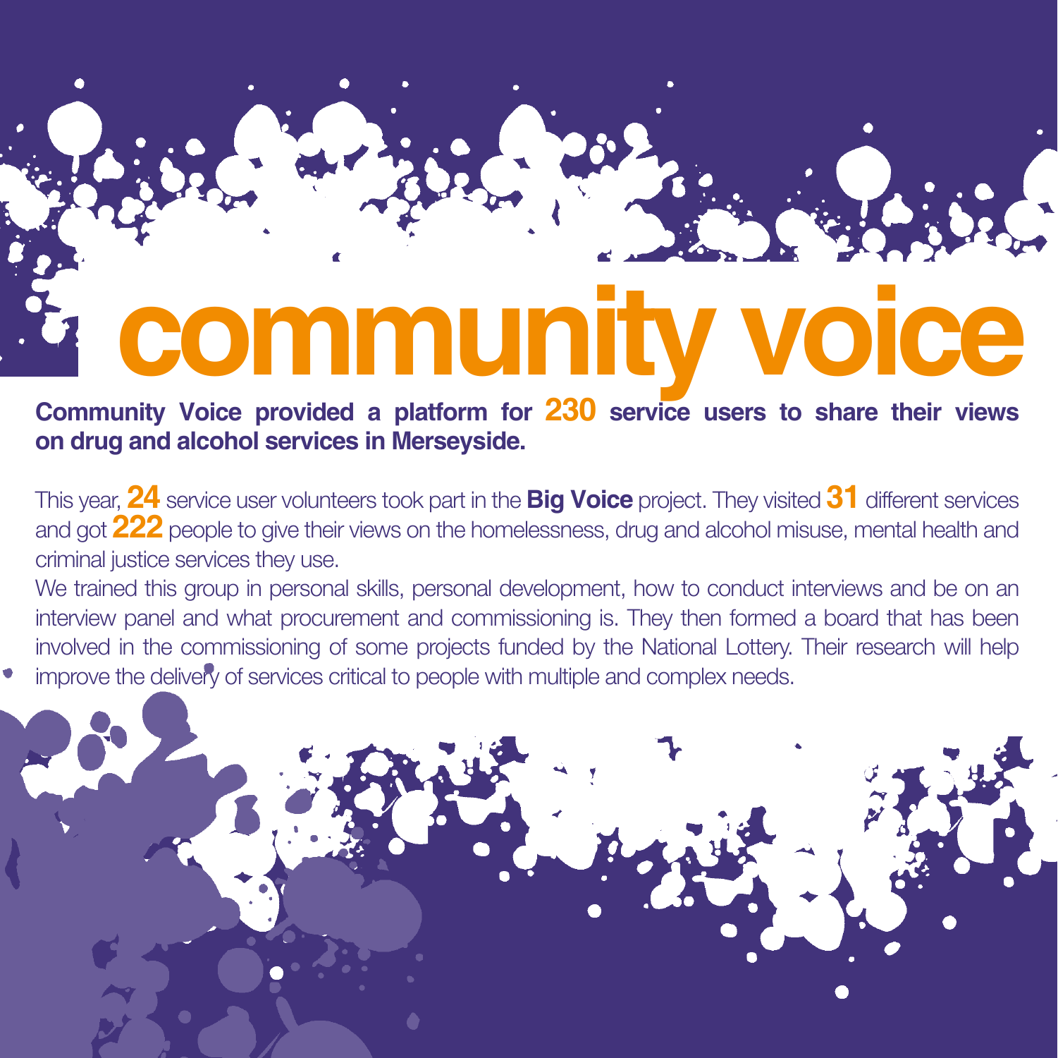# community voice

**Community Voice provided a platform for 230 service users to share their views on drug and alcohol services in Merseyside.**

This year, **24** service user volunteers took part in the **Big Voice** project. They visited **31** different services and got **222** people to give their views on the homelessness, drug and alcohol misuse, mental health and criminal justice services they use.

We trained this group in personal skills, personal development, how to conduct interviews and be on an interview panel and what procurement and commissioning is. They then formed a board that has been involved in the commissioning of some projects funded by the National Lottery. Their research will help improve the delivery of services critical to people with multiple and complex needs.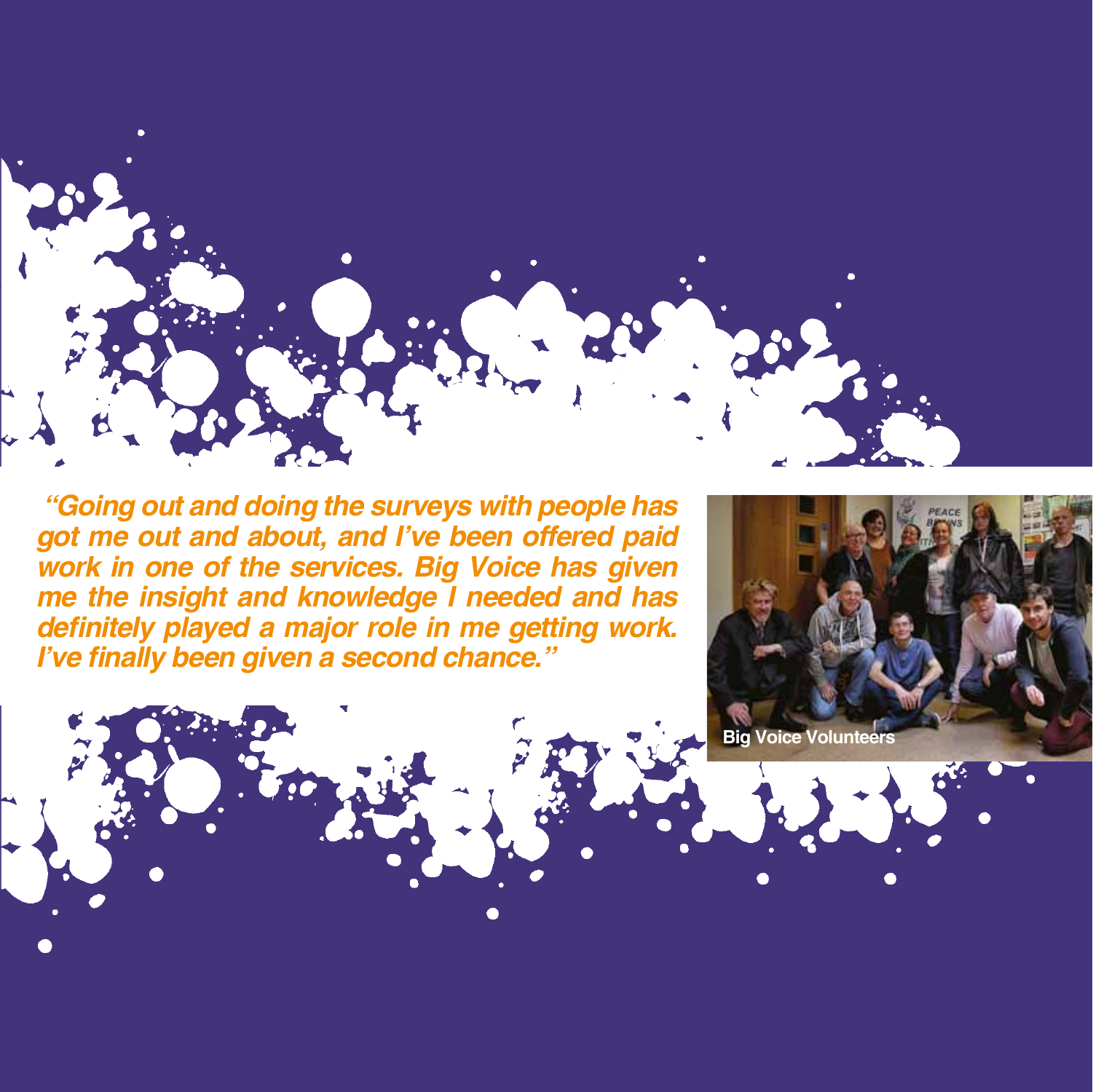*"Going out and doing the surveys with people has got me out and about, and I've been offered paid work in one of the services. Big Voice has given me the insight and knowledge I needed and has definitely played a major role in me getting work. I've finally been given a second chance."*

Big Voice Volunteers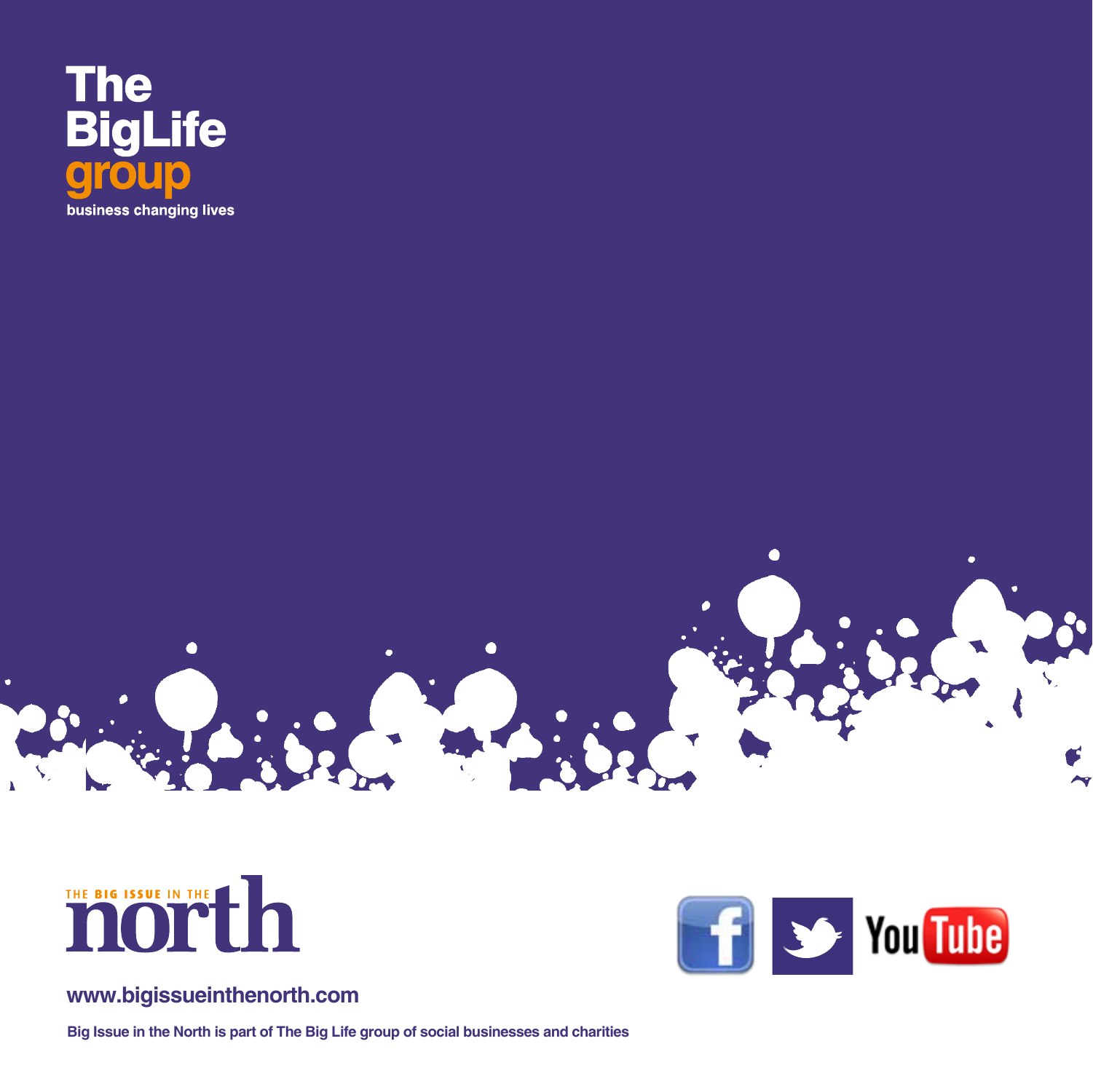The BigLife group

business changing lives

THE BIG ISSUE IN THE north

www.bigissueinthenorth.com

Big Issue in the North is part of The Big Life group of social businesses and charities